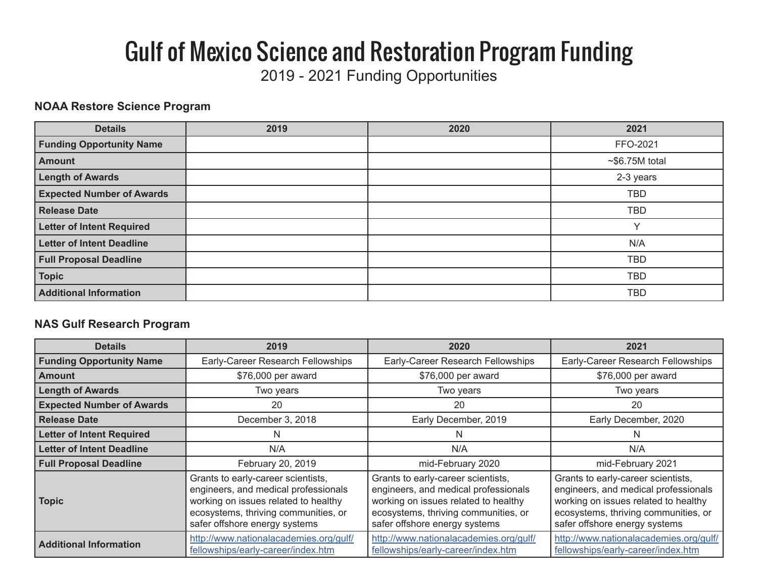# Gulf of Mexico Science and Restoration Program Funding

2019 - 2021 Funding Opportunities

### NOAA Restore Science Program

| Details | 2019 | 2020 | 2021 |
|---|---|---|---|
| **Funding Opportunity Name** | | | FFO-2021 |
| **Amount** | | | ~$6.75M total |
| **Length of Awards** | | | 2-3 years |
| **Expected Number of Awards** | | | TBD |
| **Release Date** | | | TBD |
| **Letter of Intent Required** | | | Y |
| **Letter of Intent Deadline** | | | N/A |
| **Full Proposal Deadline** | | | TBD |
| **Topic** | | | TBD |
| **Additional Information** | | | TBD |

### NAS Gulf Research Program

| Details | 2019 | 2020 | 2021 |
|---|---|---|---|
| **Funding Opportunity Name** | Early-Career Research Fellowships | Early-Career Research Fellowships | Early-Career Research Fellowships |
| **Amount** | $76,000 per award | $76,000 per award | $76,000 per award |
| **Length of Awards** | Two years | Two years | Two years |
| **Expected Number of Awards** | 20 | 20 | 20 |
| **Release Date** | December 3, 2018 | Early December, 2019 | Early December, 2020 |
| **Letter of Intent Required** | N | N | N |
| **Letter of Intent Deadline** | N/A | N/A | N/A |
| **Full Proposal Deadline** | February 20, 2019 | mid-February 2020 | mid-February 2021 |
| **Topic** | Grants to early-career scientists, engineers, and medical professionals working on issues related to healthy ecosystems, thriving communities, or safer offshore energy systems | Grants to early-career scientists, engineers, and medical professionals working on issues related to healthy ecosystems, thriving communities, or safer offshore energy systems | Grants to early-career scientists, engineers, and medical professionals working on issues related to healthy ecosystems, thriving communities, or safer offshore energy systems |
| **Additional Information** | http://www.nationalacademies.org/gulf/fellowships/early-career/index.htm | http://www.nationalacademies.org/gulf/fellowships/early-career/index.htm | http://www.nationalacademies.org/gulf/fellowships/early-career/index.htm |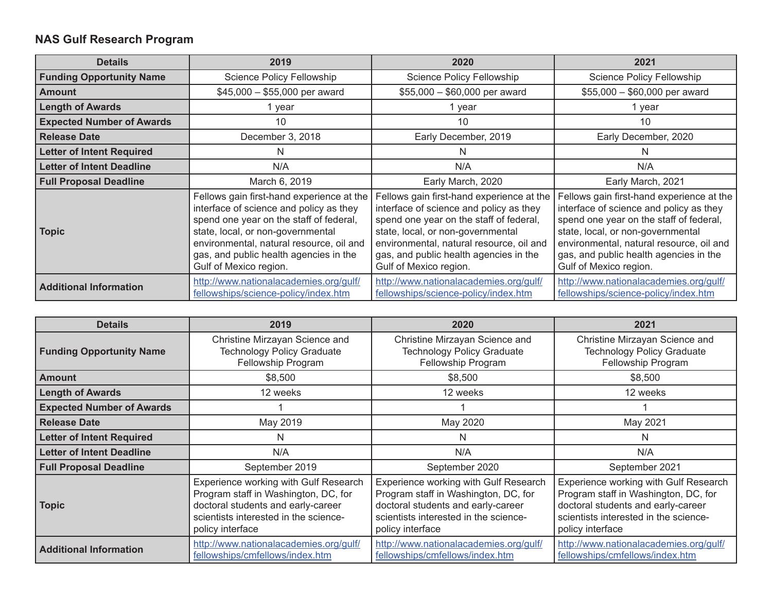## NAS Gulf Research Program

| Details | 2019 | 2020 | 2021 |
|---|---|---|---|
| **Funding Opportunity Name** | Science Policy Fellowship | Science Policy Fellowship | Science Policy Fellowship |
| **Amount** | $45,000 – $55,000 per award | $55,000 – $60,000 per award | $55,000 – $60,000 per award |
| **Length of Awards** | 1 year | 1 year | 1 year |
| **Expected Number of Awards** | 10 | 10 | 10 |
| **Release Date** | December 3, 2018 | Early December, 2019 | Early December, 2020 |
| **Letter of Intent Required** | N | N | N |
| **Letter of Intent Deadline** | N/A | N/A | N/A |
| **Full Proposal Deadline** | March 6, 2019 | Early March, 2020 | Early March, 2021 |
| **Topic** | Fellows gain first-hand experience at the interface of science and policy as they spend one year on the staff of federal, state, local, or non-governmental environmental, natural resource, oil and gas, and public health agencies in the Gulf of Mexico region. | Fellows gain first-hand experience at the interface of science and policy as they spend one year on the staff of federal, state, local, or non-governmental environmental, natural resource, oil and gas, and public health agencies in the Gulf of Mexico region. | Fellows gain first-hand experience at the interface of science and policy as they spend one year on the staff of federal, state, local, or non-governmental environmental, natural resource, oil and gas, and public health agencies in the Gulf of Mexico region. |
| **Additional Information** | http://www.nationalacademies.org/gulf/fellowships/science-policy/index.htm | http://www.nationalacademies.org/gulf/fellowships/science-policy/index.htm | http://www.nationalacademies.org/gulf/fellowships/science-policy/index.htm |

| Details | 2019 | 2020 | 2021 |
|---|---|---|---|
| **Funding Opportunity Name** | Christine Mirzayan Science and Technology Policy Graduate Fellowship Program | Christine Mirzayan Science and Technology Policy Graduate Fellowship Program | Christine Mirzayan Science and Technology Policy Graduate Fellowship Program |
| **Amount** | $8,500 | $8,500 | $8,500 |
| **Length of Awards** | 12 weeks | 12 weeks | 12 weeks |
| **Expected Number of Awards** | 1 | 1 | 1 |
| **Release Date** | May 2019 | May 2020 | May 2021 |
| **Letter of Intent Required** | N | N | N |
| **Letter of Intent Deadline** | N/A | N/A | N/A |
| **Full Proposal Deadline** | September 2019 | September 2020 | September 2021 |
| **Topic** | Experience working with Gulf Research Program staff in Washington, DC, for doctoral students and early-career scientists interested in the science-policy interface | Experience working with Gulf Research Program staff in Washington, DC, for doctoral students and early-career scientists interested in the science-policy interface | Experience working with Gulf Research Program staff in Washington, DC, for doctoral students and early-career scientists interested in the science-policy interface |
| **Additional Information** | http://www.nationalacademies.org/gulf/fellowships/cmfellows/index.htm | http://www.nationalacademies.org/gulf/fellowships/cmfellows/index.htm | http://www.nationalacademies.org/gulf/fellowships/cmfellows/index.htm |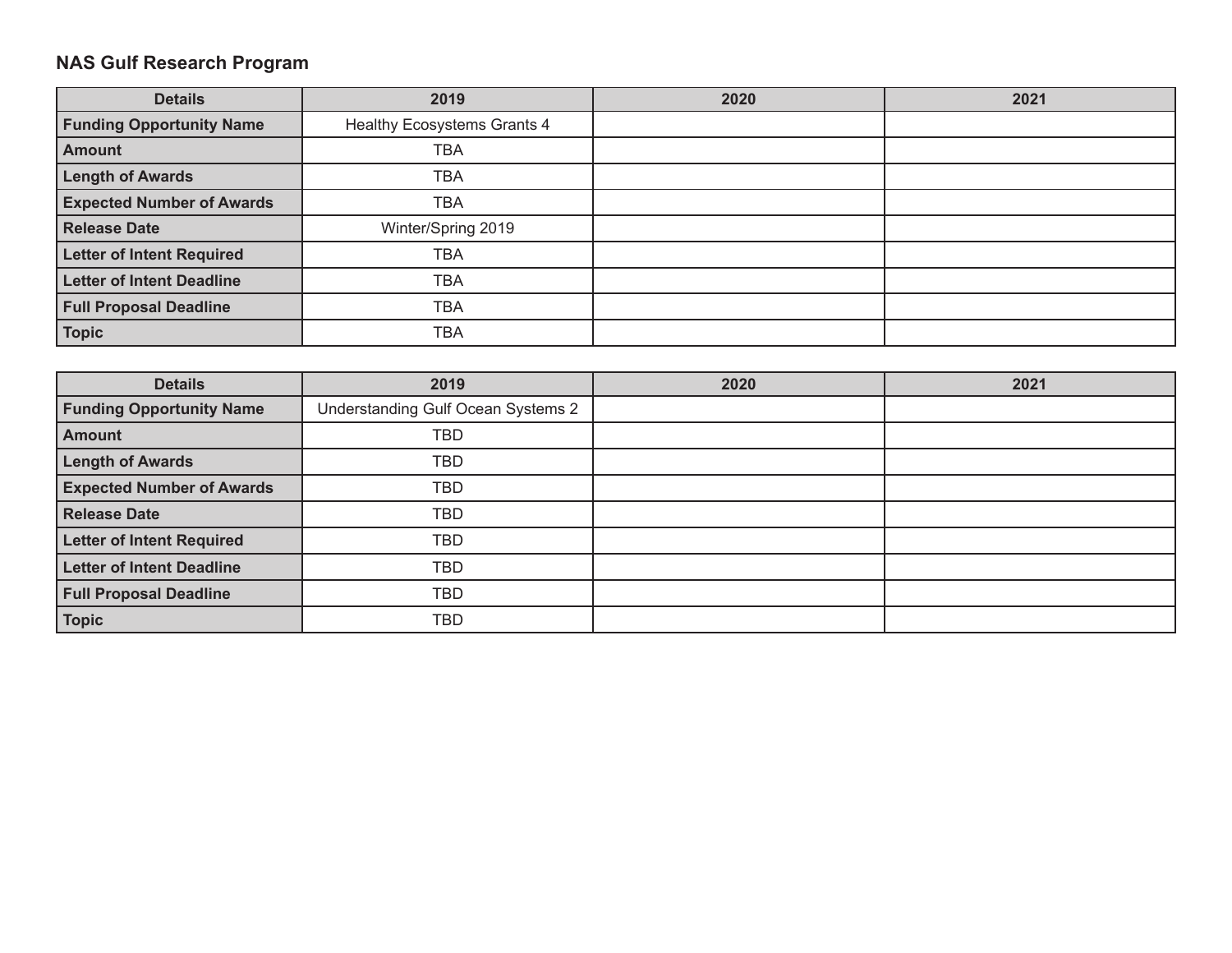## NAS Gulf Research Program

| Details | 2019 | 2020 | 2021 |
|---|---|---|---|
| **Funding Opportunity Name** | Healthy Ecosystems Grants 4 | | |
| **Amount** | TBA | | |
| **Length of Awards** | TBA | | |
| **Expected Number of Awards** | TBA | | |
| **Release Date** | Winter/Spring 2019 | | |
| **Letter of Intent Required** | TBA | | |
| **Letter of Intent Deadline** | TBA | | |
| **Full Proposal Deadline** | TBA | | |
| **Topic** | TBA | | |

| Details | 2019 | 2020 | 2021 |
|---|---|---|---|
| **Funding Opportunity Name** | Understanding Gulf Ocean Systems 2 | | |
| **Amount** | TBD | | |
| **Length of Awards** | TBD | | |
| **Expected Number of Awards** | TBD | | |
| **Release Date** | TBD | | |
| **Letter of Intent Required** | TBD | | |
| **Letter of Intent Deadline** | TBD | | |
| **Full Proposal Deadline** | TBD | | |
| **Topic** | TBD | | |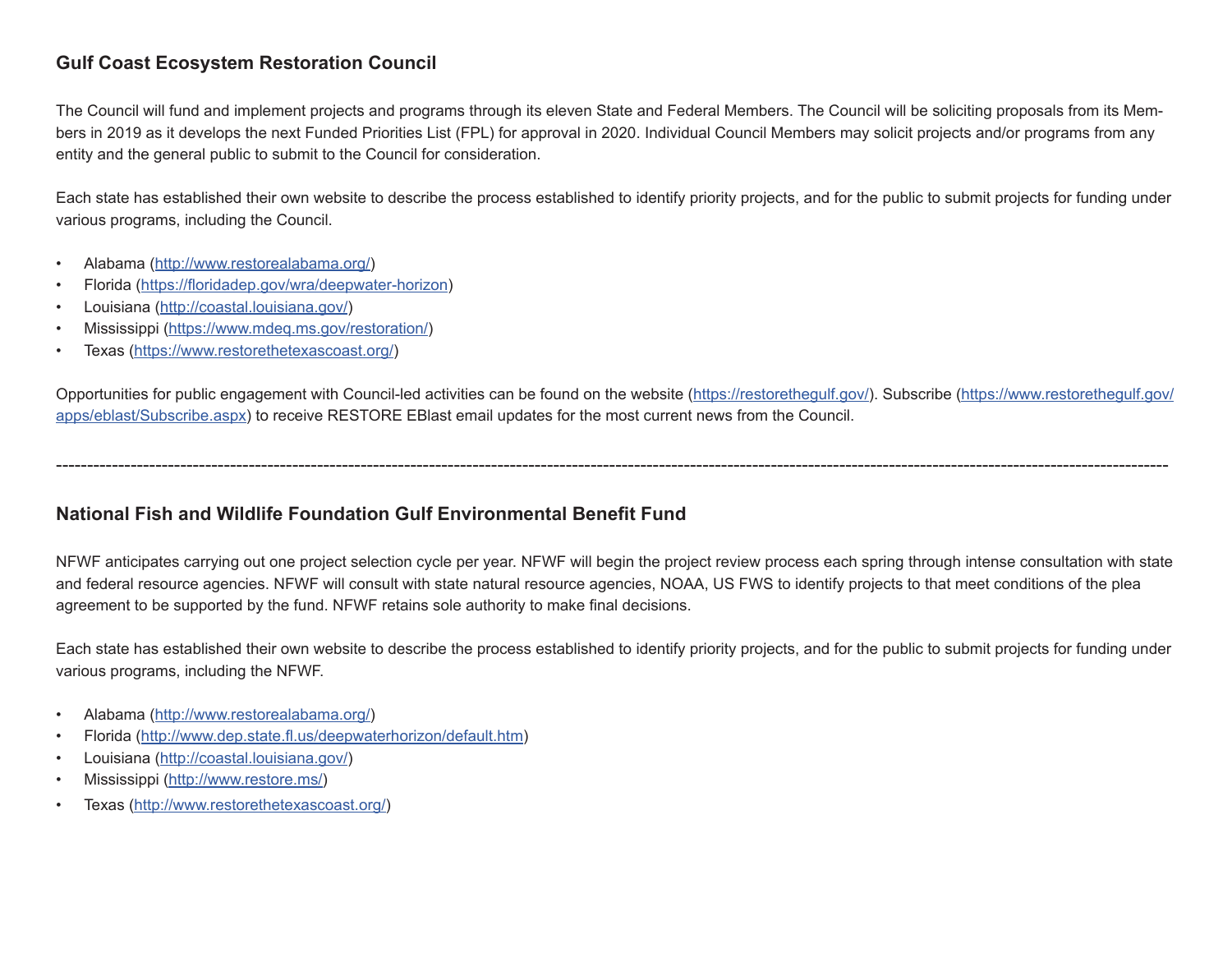### Gulf Coast Ecosystem Restoration Council

The Council will fund and implement projects and programs through its eleven State and Federal Members. The Council will be soliciting proposals from its Members in 2019 as it develops the next Funded Priorities List (FPL) for approval in 2020. Individual Council Members may solicit projects and/or programs from any entity and the general public to submit to the Council for consideration.

Each state has established their own website to describe the process established to identify priority projects, and for the public to submit projects for funding under various programs, including the Council.

- Alabama (http://www.restorealabama.org/)
- Florida (https://floridadep.gov/wra/deepwater-horizon)
- Louisiana (http://coastal.louisiana.gov/)
- Mississippi (https://www.mdeq.ms.gov/restoration/)
- Texas (https://www.restorethetexascoast.org/)

Opportunities for public engagement with Council-led activities can be found on the website (https://restorethegulf.gov/). Subscribe (https://www.restorethegulf.gov/apps/eblast/Subscribe.aspx) to receive RESTORE EBlast email updates for the most current news from the Council.

---

### National Fish and Wildlife Foundation Gulf Environmental Benefit Fund

NFWF anticipates carrying out one project selection cycle per year. NFWF will begin the project review process each spring through intense consultation with state and federal resource agencies. NFWF will consult with state natural resource agencies, NOAA, US FWS to identify projects to that meet conditions of the plea agreement to be supported by the fund. NFWF retains sole authority to make final decisions.

Each state has established their own website to describe the process established to identify priority projects, and for the public to submit projects for funding under various programs, including the NFWF.

- Alabama (http://www.restorealabama.org/)
- Florida (http://www.dep.state.fl.us/deepwaterhorizon/default.htm)
- Louisiana (http://coastal.louisiana.gov/)
- Mississippi (http://www.restore.ms/)
- Texas (http://www.restorethetexascoast.org/)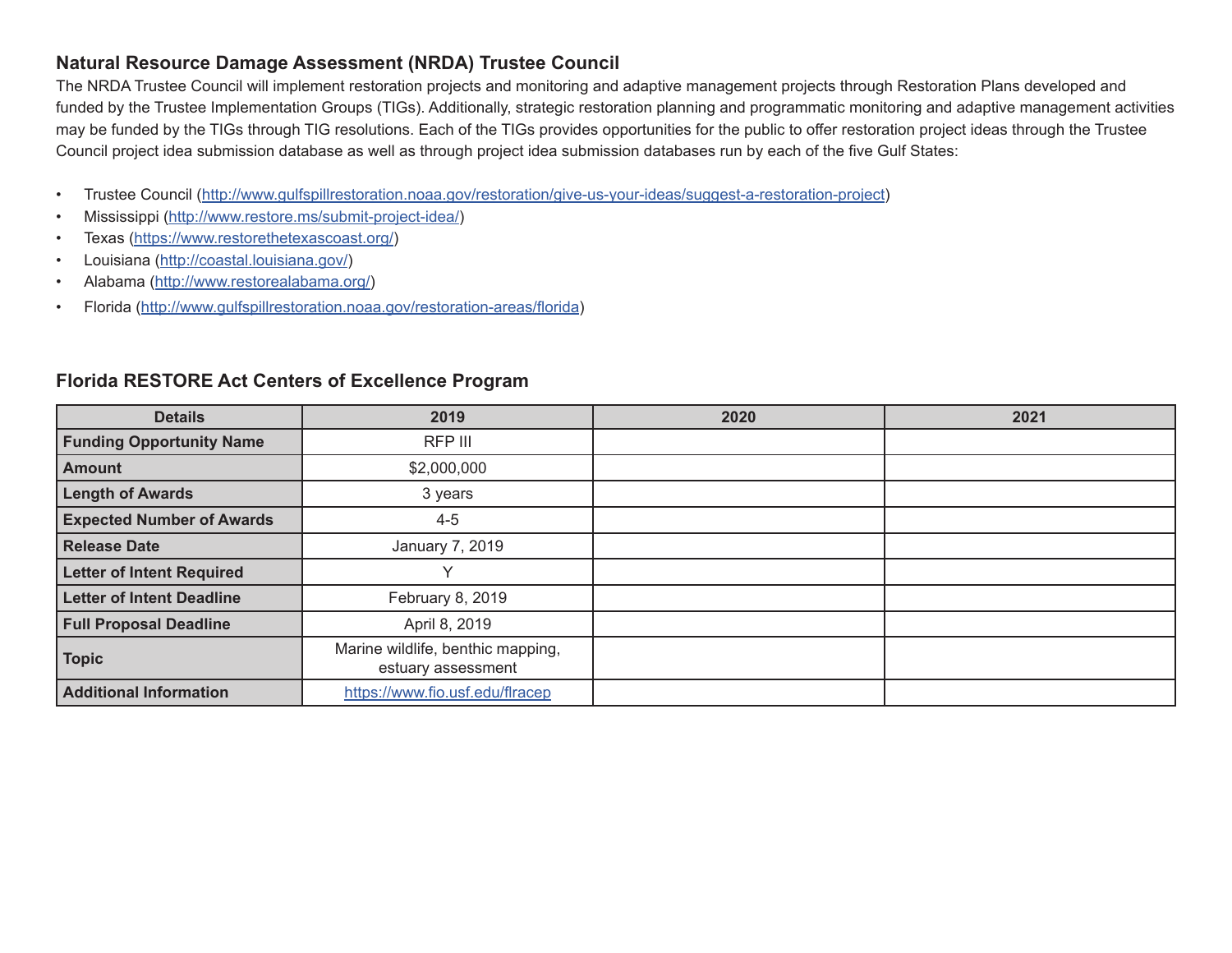## Natural Resource Damage Assessment (NRDA) Trustee Council

The NRDA Trustee Council will implement restoration projects and monitoring and adaptive management projects through Restoration Plans developed and funded by the Trustee Implementation Groups (TIGs). Additionally, strategic restoration planning and programmatic monitoring and adaptive management activities may be funded by the TIGs through TIG resolutions. Each of the TIGs provides opportunities for the public to offer restoration project ideas through the Trustee Council project idea submission database as well as through project idea submission databases run by each of the five Gulf States:

- Trustee Council (http://www.gulfspillrestoration.noaa.gov/restoration/give-us-your-ideas/suggest-a-restoration-project)
- Mississippi (http://www.restore.ms/submit-project-idea/)
- Texas (https://www.restorethetexascoast.org/)
- Louisiana (http://coastal.louisiana.gov/)
- Alabama (http://www.restorealabama.org/)
- Florida (http://www.gulfspillrestoration.noaa.gov/restoration-areas/florida)

## Florida RESTORE Act Centers of Excellence Program

| Details | 2019 | 2020 | 2021 |
|---|---|---|---|
| **Funding Opportunity Name** | RFP III | | |
| **Amount** | $2,000,000 | | |
| **Length of Awards** | 3 years | | |
| **Expected Number of Awards** | 4-5 | | |
| **Release Date** | January 7, 2019 | | |
| **Letter of Intent Required** | Y | | |
| **Letter of Intent Deadline** | February 8, 2019 | | |
| **Full Proposal Deadline** | April 8, 2019 | | |
| **Topic** | Marine wildlife, benthic mapping, estuary assessment | | |
| **Additional Information** | https://www.fio.usf.edu/flracep | | |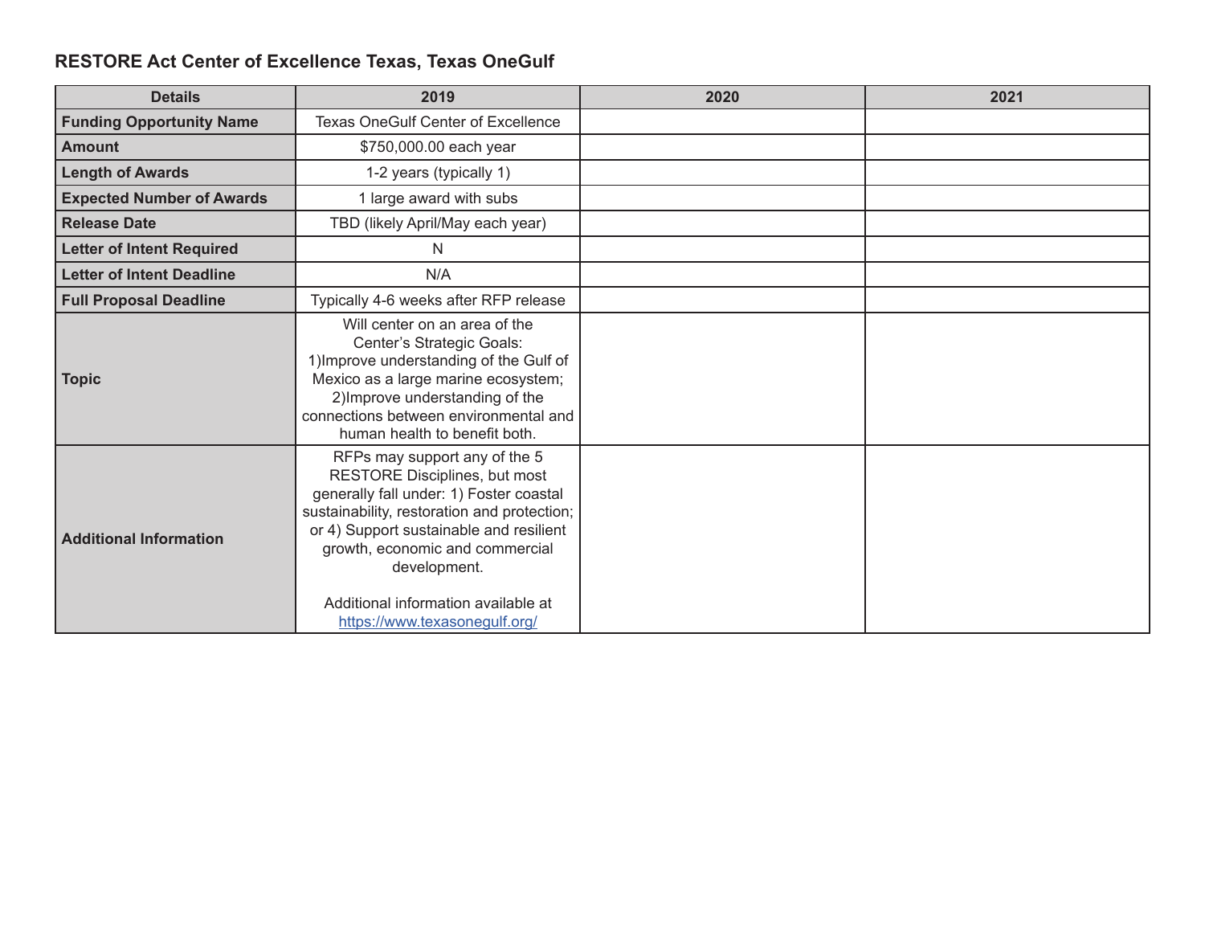## RESTORE Act Center of Excellence Texas, Texas OneGulf

| Details | 2019 | 2020 | 2021 |
|---|---|---|---|
| **Funding Opportunity Name** | Texas OneGulf Center of Excellence | | |
| **Amount** | $750,000.00 each year | | |
| **Length of Awards** | 1-2 years (typically 1) | | |
| **Expected Number of Awards** | 1 large award with subs | | |
| **Release Date** | TBD (likely April/May each year) | | |
| **Letter of Intent Required** | N | | |
| **Letter of Intent Deadline** | N/A | | |
| **Full Proposal Deadline** | Typically 4-6 weeks after RFP release | | |
| **Topic** | Will center on an area of the Center's Strategic Goals: 1)Improve understanding of the Gulf of Mexico as a large marine ecosystem; 2)Improve understanding of the connections between environmental and human health to benefit both. | | |
| **Additional Information** | RFPs may support any of the 5 RESTORE Disciplines, but most generally fall under: 1) Foster coastal sustainability, restoration and protection; or 4) Support sustainable and resilient growth, economic and commercial development. Additional information available at https://www.texasonegulf.org/ | | |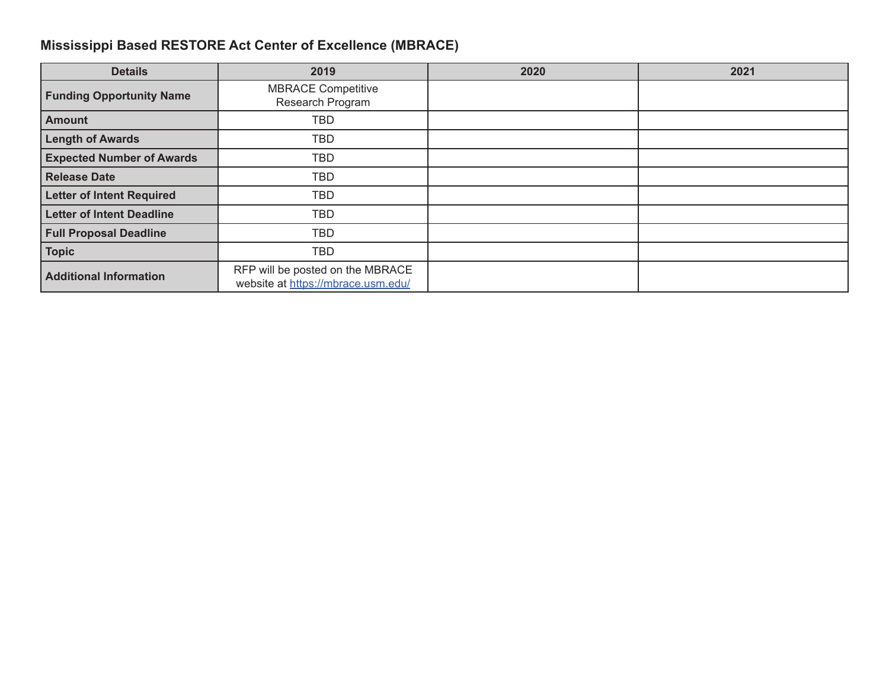## Mississippi Based RESTORE Act Center of Excellence (MBRACE)

| Details | 2019 | 2020 | 2021 |
|---|---|---|---|
| **Funding Opportunity Name** | MBRACE Competitive Research Program | | |
| **Amount** | TBD | | |
| **Length of Awards** | TBD | | |
| **Expected Number of Awards** | TBD | | |
| **Release Date** | TBD | | |
| **Letter of Intent Required** | TBD | | |
| **Letter of Intent Deadline** | TBD | | |
| **Full Proposal Deadline** | TBD | | |
| **Topic** | TBD | | |
| **Additional Information** | RFP will be posted on the MBRACE website at https://mbrace.usm.edu/ | | |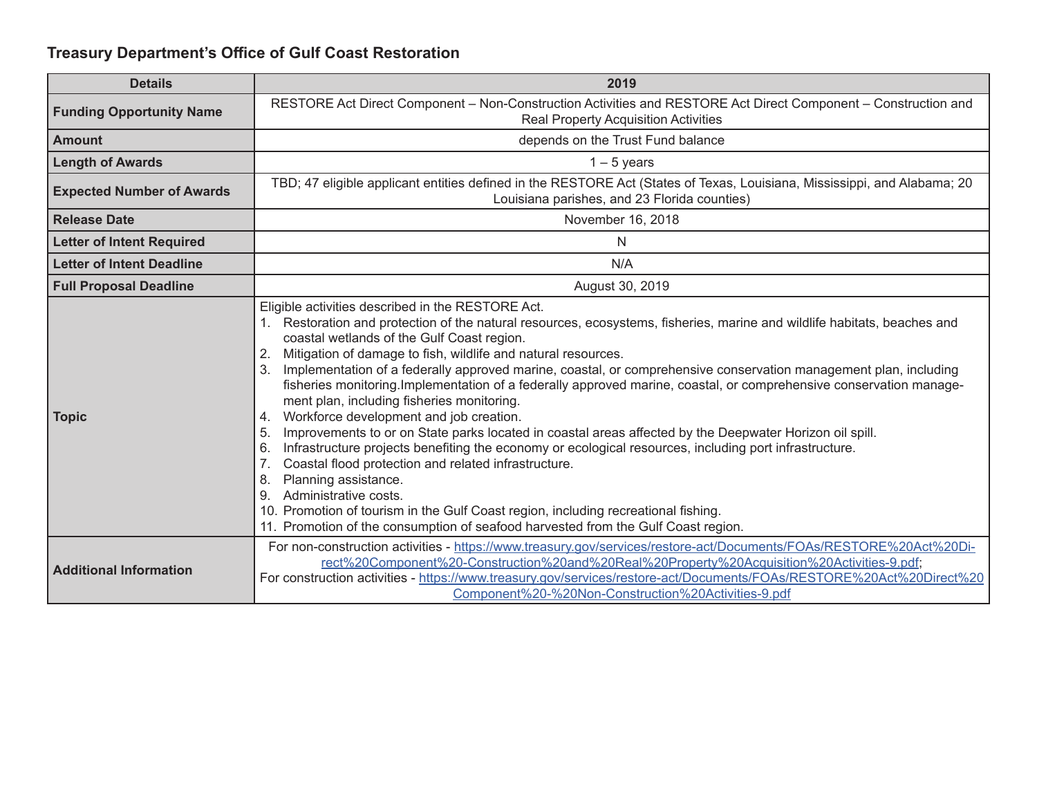### Treasury Department's Office of Gulf Coast Restoration

| Details | 2019 |
| --- | --- |
| **Funding Opportunity Name** | RESTORE Act Direct Component – Non-Construction Activities and RESTORE Act Direct Component – Construction and Real Property Acquisition Activities |
| **Amount** | depends on the Trust Fund balance |
| **Length of Awards** | 1 – 5 years |
| **Expected Number of Awards** | TBD; 47 eligible applicant entities defined in the RESTORE Act (States of Texas, Louisiana, Mississippi, and Alabama; 20 Louisiana parishes, and 23 Florida counties) |
| **Release Date** | November 16, 2018 |
| **Letter of Intent Required** | N |
| **Letter of Intent Deadline** | N/A |
| **Full Proposal Deadline** | August 30, 2019 |
| **Topic** | Eligible activities described in the RESTORE Act.<br>1. Restoration and protection of the natural resources, ecosystems, fisheries, marine and wildlife habitats, beaches and coastal wetlands of the Gulf Coast region.<br>2. Mitigation of damage to fish, wildlife and natural resources.<br>3. Implementation of a federally approved marine, coastal, or comprehensive conservation management plan, including fisheries monitoring.Implementation of a federally approved marine, coastal, or comprehensive conservation management plan, including fisheries monitoring.<br>4. Workforce development and job creation.<br>5. Improvements to or on State parks located in coastal areas affected by the Deepwater Horizon oil spill.<br>6. Infrastructure projects benefiting the economy or ecological resources, including port infrastructure.<br>7. Coastal flood protection and related infrastructure.<br>8. Planning assistance.<br>9. Administrative costs.<br>10. Promotion of tourism in the Gulf Coast region, including recreational fishing.<br>11. Promotion of the consumption of seafood harvested from the Gulf Coast region. |
| **Additional Information** | For non-construction activities - https://www.treasury.gov/services/restore-act/Documents/FOAs/RESTORE%20Act%20Direct%20Component%20-Construction%20and%20Real%20Property%20Acquisition%20Activities-9.pdf;<br>For construction activities - https://www.treasury.gov/services/restore-act/Documents/FOAs/RESTORE%20Act%20Direct%20Component%20-%20Non-Construction%20Activities-9.pdf |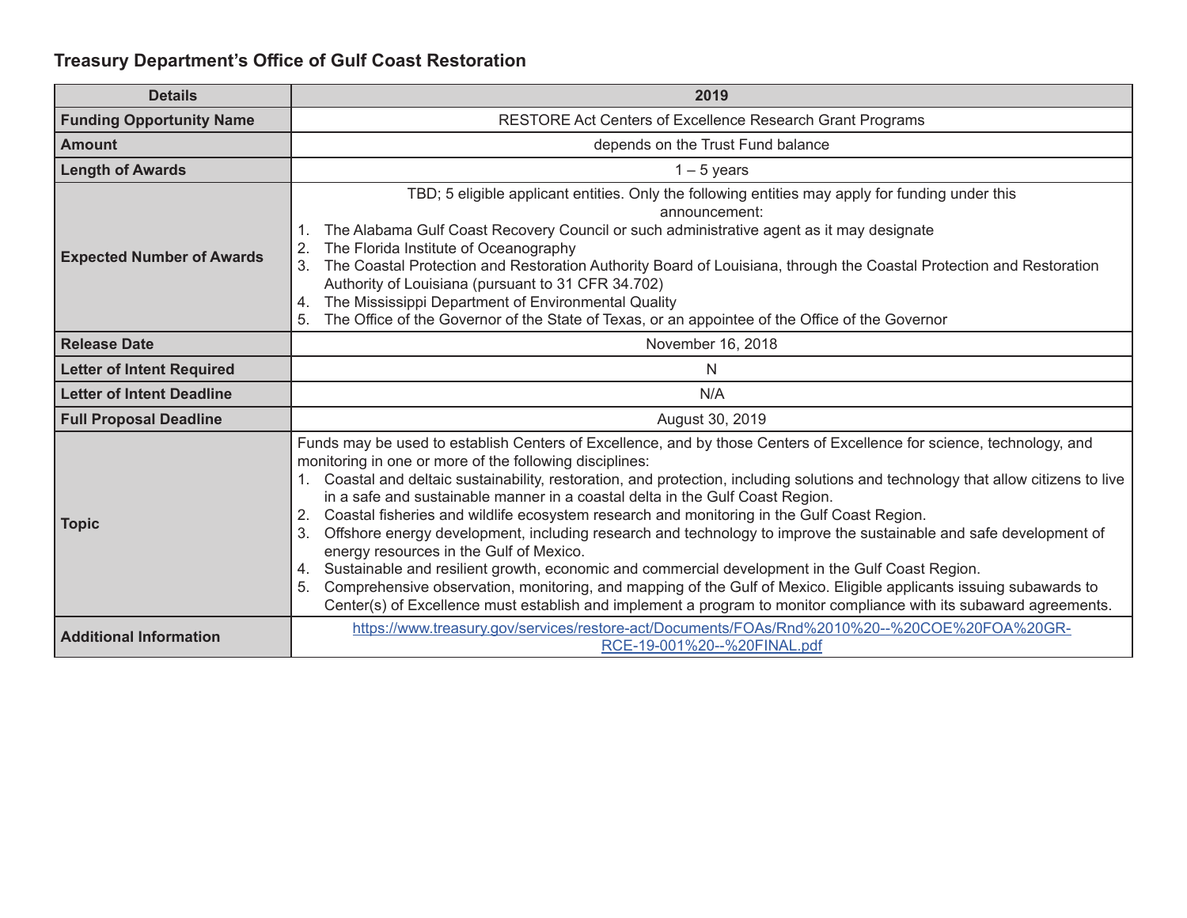## Treasury Department's Office of Gulf Coast Restoration

| Details | 2019 |
|---|---|
| **Funding Opportunity Name** | RESTORE Act Centers of Excellence Research Grant Programs |
| **Amount** | depends on the Trust Fund balance |
| **Length of Awards** | 1 – 5 years |
| **Expected Number of Awards** | TBD; 5 eligible applicant entities. Only the following entities may apply for funding under this announcement:<br>1. The Alabama Gulf Coast Recovery Council or such administrative agent as it may designate<br>2. The Florida Institute of Oceanography<br>3. The Coastal Protection and Restoration Authority Board of Louisiana, through the Coastal Protection and Restoration Authority of Louisiana (pursuant to 31 CFR 34.702)<br>4. The Mississippi Department of Environmental Quality<br>5. The Office of the Governor of the State of Texas, or an appointee of the Office of the Governor |
| **Release Date** | November 16, 2018 |
| **Letter of Intent Required** | N |
| **Letter of Intent Deadline** | N/A |
| **Full Proposal Deadline** | August 30, 2019 |
| **Topic** | Funds may be used to establish Centers of Excellence, and by those Centers of Excellence for science, technology, and monitoring in one or more of the following disciplines:<br>1. Coastal and deltaic sustainability, restoration, and protection, including solutions and technology that allow citizens to live in a safe and sustainable manner in a coastal delta in the Gulf Coast Region.<br>2. Coastal fisheries and wildlife ecosystem research and monitoring in the Gulf Coast Region.<br>3. Offshore energy development, including research and technology to improve the sustainable and safe development of energy resources in the Gulf of Mexico.<br>4. Sustainable and resilient growth, economic and commercial development in the Gulf Coast Region.<br>5. Comprehensive observation, monitoring, and mapping of the Gulf of Mexico. Eligible applicants issuing subawards to Center(s) of Excellence must establish and implement a program to monitor compliance with its subaward agreements. |
| **Additional Information** | https://www.treasury.gov/services/restore-act/Documents/FOAs/Rnd%2010%20--%20COE%20FOA%20GR-RCE-19-001%20--%20FINAL.pdf |